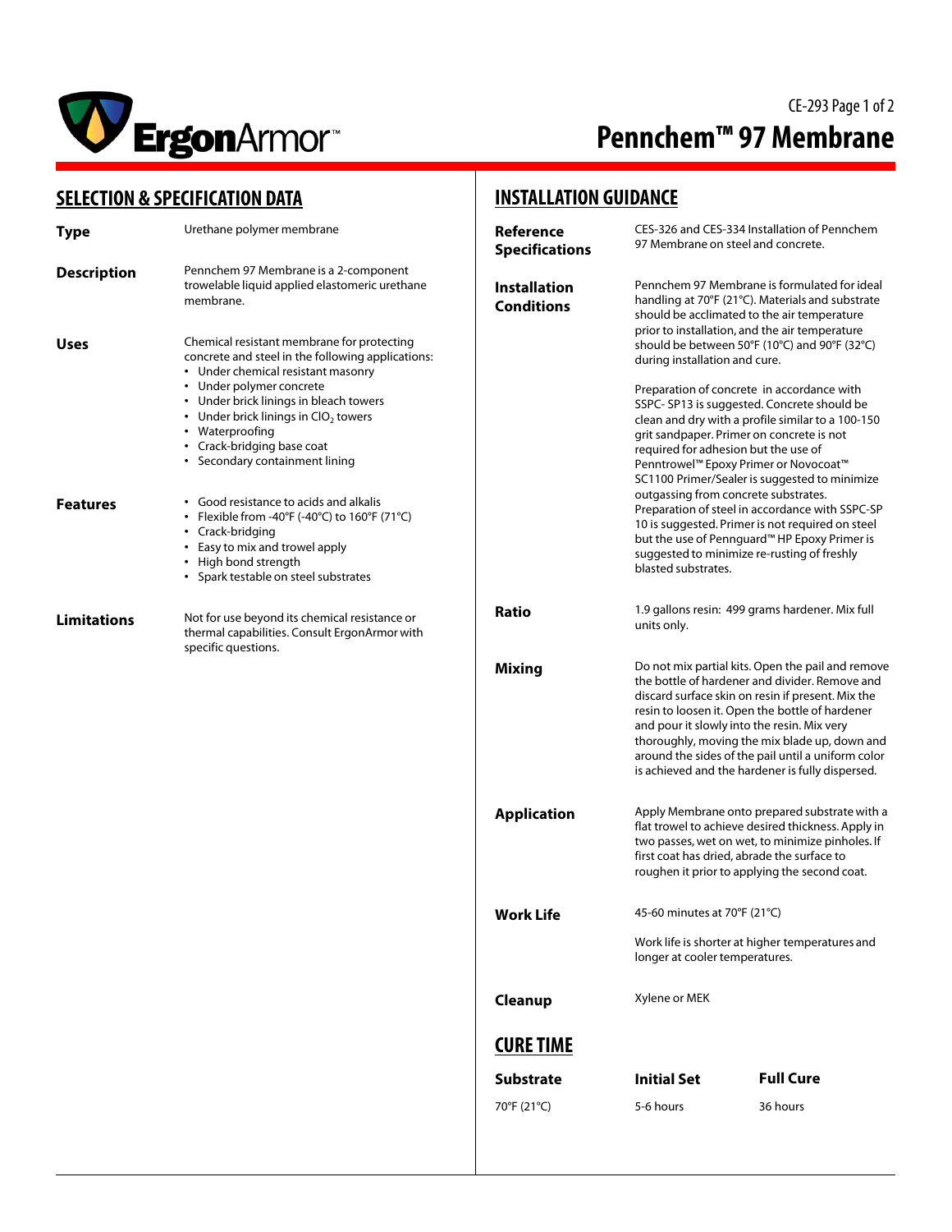# Pennchem™ 97 Membrane

## SELECTION & SPECIFICATION DATA

**Type**

Urethane polymer membrane

**Description**

Pennchem 97 Membrane is a 2-component trowelable liquid applied elastomeric urethane membrane.

**Uses**

Chemical resistant membrane for protecting concrete and steel in the following applications:

- Under chemical resistant masonry
- Under polymer concrete
- Under brick linings in bleach towers
- Under brick linings in $ClO_2$ towers
- Waterproofing
- Crack-bridging base coat
- Secondary containment lining

**Features**

- Good resistance to acids and alkalis
- Flexible from -40°F (-40°C) to 160°F (71°C)
- Crack-bridging
- Easy to mix and trowel apply
- High bond strength
- Spark testable on steel substrates

**Limitations**

Not for use beyond its chemical resistance or thermal capabilities. Consult ErgonArmor with specific questions.

## INSTALLATION GUIDANCE

**Reference Specifications**

CES-326 and CES-334 Installation of Pennchem 97 Membrane on steel and concrete.

**Installation Conditions**

Pennchem 97 Membrane is formulated for ideal handling at 70°F (21°C). Materials and substrate should be acclimated to the air temperature prior to installation, and the air temperature should be between 50°F (10°C) and 90°F (32°C) during installation and cure.

Preparation of concrete in accordance with SSPC- SP13 is suggested. Concrete should be clean and dry with a profile similar to a 100-150 grit sandpaper. Primer on concrete is not required for adhesion but the use of Penntrowel™ Epoxy Primer or Novocoat™ SC1100 Primer/Sealer is suggested to minimize outgassing from concrete substrates. Preparation of steel in accordance with SSPC-SP 10 is suggested. Primer is not required on steel but the use of Pennguard™ HP Epoxy Primer is suggested to minimize re-rusting of freshly blasted substrates.

**Ratio**

1.9 gallons resin: 499 grams hardener. Mix full units only.

**Mixing**

Do not mix partial kits. Open the pail and remove the bottle of hardener and divider. Remove and discard surface skin on resin if present. Mix the resin to loosen it. Open the bottle of hardener and pour it slowly into the resin. Mix very thoroughly, moving the mix blade up, down and around the sides of the pail until a uniform color is achieved and the hardener is fully dispersed.

**Application**

Apply Membrane onto prepared substrate with a flat trowel to achieve desired thickness. Apply in two passes, wet on wet, to minimize pinholes. If first coat has dried, abrade the surface to roughen it prior to applying the second coat.

**Work Life**

45-60 minutes at 70°F (21°C)

Work life is shorter at higher temperatures and longer at cooler temperatures.

**Cleanup**

Xylene or MEK

## CURE TIME

| Substrate | Initial Set | Full Cure |
| --- | --- | --- |
| 70°F (21°C) | 5-6 hours | 36 hours |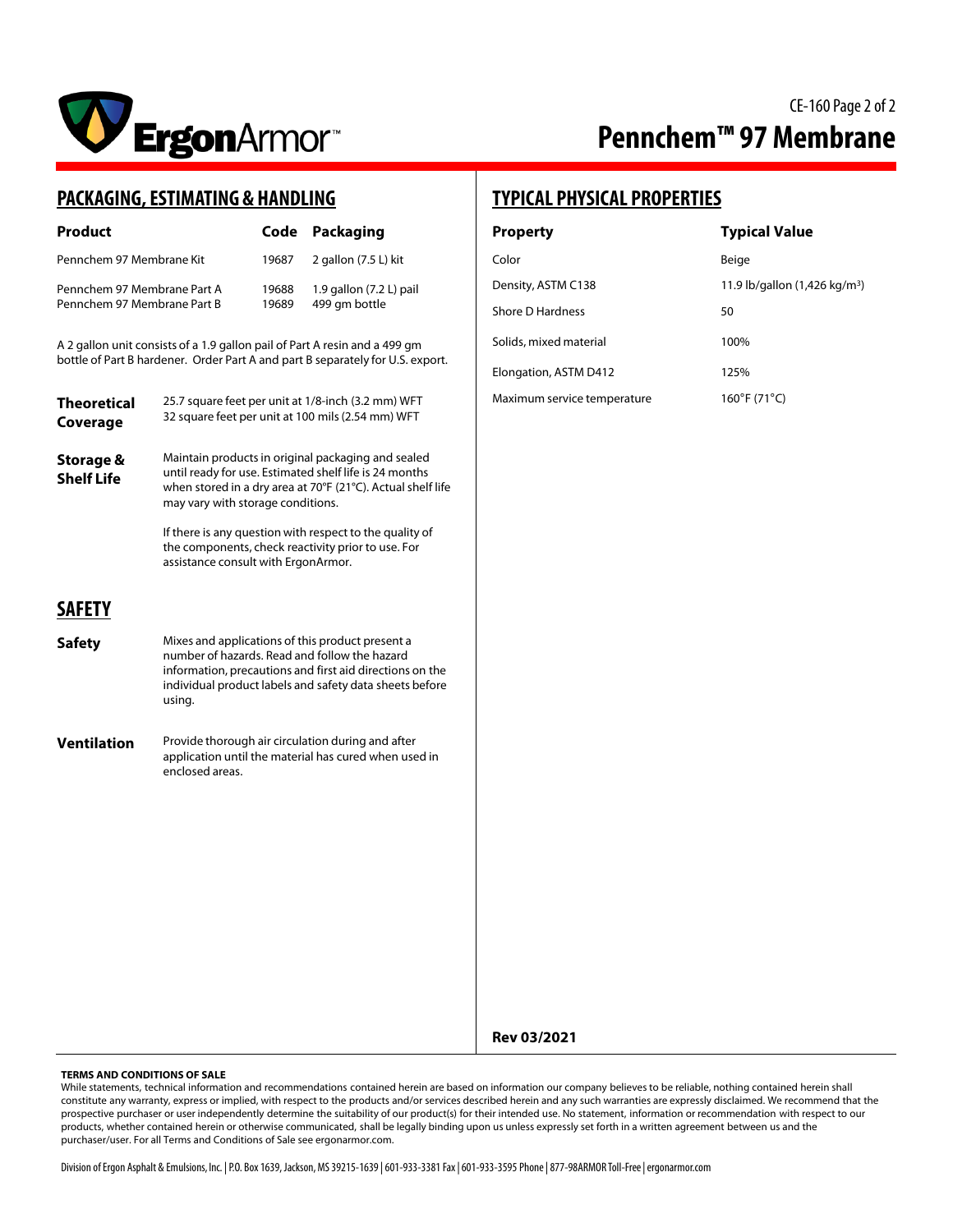# Pennchem™ 97 Membrane

## PACKAGING, ESTIMATING & HANDLING

| Product | Code | Packaging |
|---|---|---|
| Pennchem 97 Membrane Kit | 19687 | 2 gallon (7.5 L) kit |
| Pennchem 97 Membrane Part A | 19688 | 1.9 gallon (7.2 L) pail |
| Pennchem 97 Membrane Part B | 19689 | 499 gm bottle |

A 2 gallon unit consists of a 1.9 gallon pail of Part A resin and a 499 gm bottle of Part B hardener. Order Part A and part B separately for U.S. export.

**Theoretical Coverage**

25.7 square feet per unit at 1/8-inch (3.2 mm) WFT
32 square feet per unit at 100 mils (2.54 mm) WFT

**Storage & Shelf Life**

Maintain products in original packaging and sealed until ready for use. Estimated shelf life is 24 months when stored in a dry area at 70°F (21°C). Actual shelf life may vary with storage conditions.

If there is any question with respect to the quality of the components, check reactivity prior to use. For assistance consult with ErgonArmor.

## SAFETY

**Safety**

Mixes and applications of this product present a number of hazards. Read and follow the hazard information, precautions and first aid directions on the individual product labels and safety data sheets before using.

**Ventilation**

Provide thorough air circulation during and after application until the material has cured when used in enclosed areas.

## TYPICAL PHYSICAL PROPERTIES

| Property | Typical Value |
|---|---|
| Color | Beige |
| Density, ASTM C138 | 11.9 lb/gallon (1,426 kg/m³) |
| Shore D Hardness | 50 |
| Solids, mixed material | 100% |
| Elongation, ASTM D412 | 125% |
| Maximum service temperature | 160°F (71°C) |

**Rev 03/2021**

**TERMS AND CONDITIONS OF SALE**

While statements, technical information and recommendations contained herein are based on information our company believes to be reliable, nothing contained herein shall constitute any warranty, express or implied, with respect to the products and/or services described herein and any such warranties are expressly disclaimed. We recommend that the prospective purchaser or user independently determine the suitability of our product(s) for their intended use. No statement, information or recommendation with respect to our products, whether contained herein or otherwise communicated, shall be legally binding upon us unless expressly set forth in a written agreement between us and the purchaser/user. For all Terms and Conditions of Sale see ergonarmor.com.

Division of Ergon Asphalt & Emulsions, Inc. | P.O. Box 1639, Jackson, MS 39215-1639 | 601-933-3381 Fax | 601-933-3595 Phone | 877-98ARMOR Toll-Free | ergonarmor.com